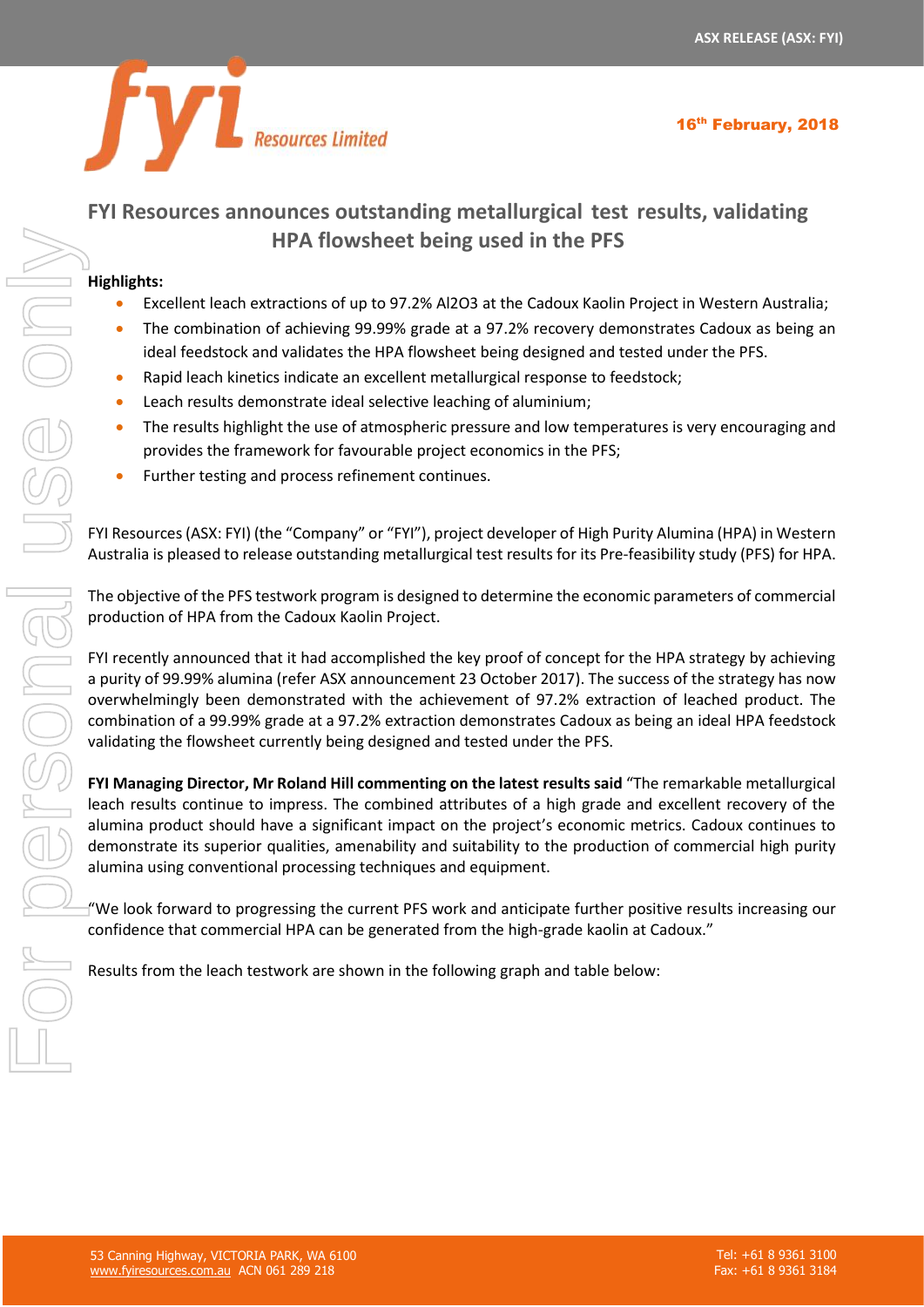ASX RELEASE (ASX: FYI)

16th February, 2018

# FYI Resources announces outstanding metallurgical test results, validating HPA flowsheet being used in the PFS

**Highlights:**

- Excellent leach extractions of up to 97.2% $Al_2O_3$ at the Cadoux Kaolin Project in Western Australia;
- The combination of achieving 99.99% grade at a 97.2% recovery demonstrates Cadoux as being an ideal feedstock and validates the HPA flowsheet being designed and tested under the PFS.
- Rapid leach kinetics indicate an excellent metallurgical response to feedstock;
- Leach results demonstrate ideal selective leaching of aluminium;
- The results highlight the use of atmospheric pressure and low temperatures is very encouraging and provides the framework for favourable project economics in the PFS;
- Further testing and process refinement continues.

FYI Resources (ASX: FYI) (the "Company" or "FYI"), project developer of High Purity Alumina (HPA) in Western Australia is pleased to release outstanding metallurgical test results for its Pre-feasibility study (PFS) for HPA.

The objective of the PFS testwork program is designed to determine the economic parameters of commercial production of HPA from the Cadoux Kaolin Project.

FYI recently announced that it had accomplished the key proof of concept for the HPA strategy by achieving a purity of 99.99% alumina (refer ASX announcement 23 October 2017). The success of the strategy has now overwhelmingly been demonstrated with the achievement of 97.2% extraction of leached product. The combination of a 99.99% grade at a 97.2% extraction demonstrates Cadoux as being an ideal HPA feedstock validating the flowsheet currently being designed and tested under the PFS.

**FYI Managing Director, Mr Roland Hill commenting on the latest results said** "The remarkable metallurgical leach results continue to impress. The combined attributes of a high grade and excellent recovery of the alumina product should have a significant impact on the project's economic metrics. Cadoux continues to demonstrate its superior qualities, amenability and suitability to the production of commercial high purity alumina using conventional processing techniques and equipment.

"We look forward to progressing the current PFS work and anticipate further positive results increasing our confidence that commercial HPA can be generated from the high-grade kaolin at Cadoux."

Results from the leach testwork are shown in the following graph and table below: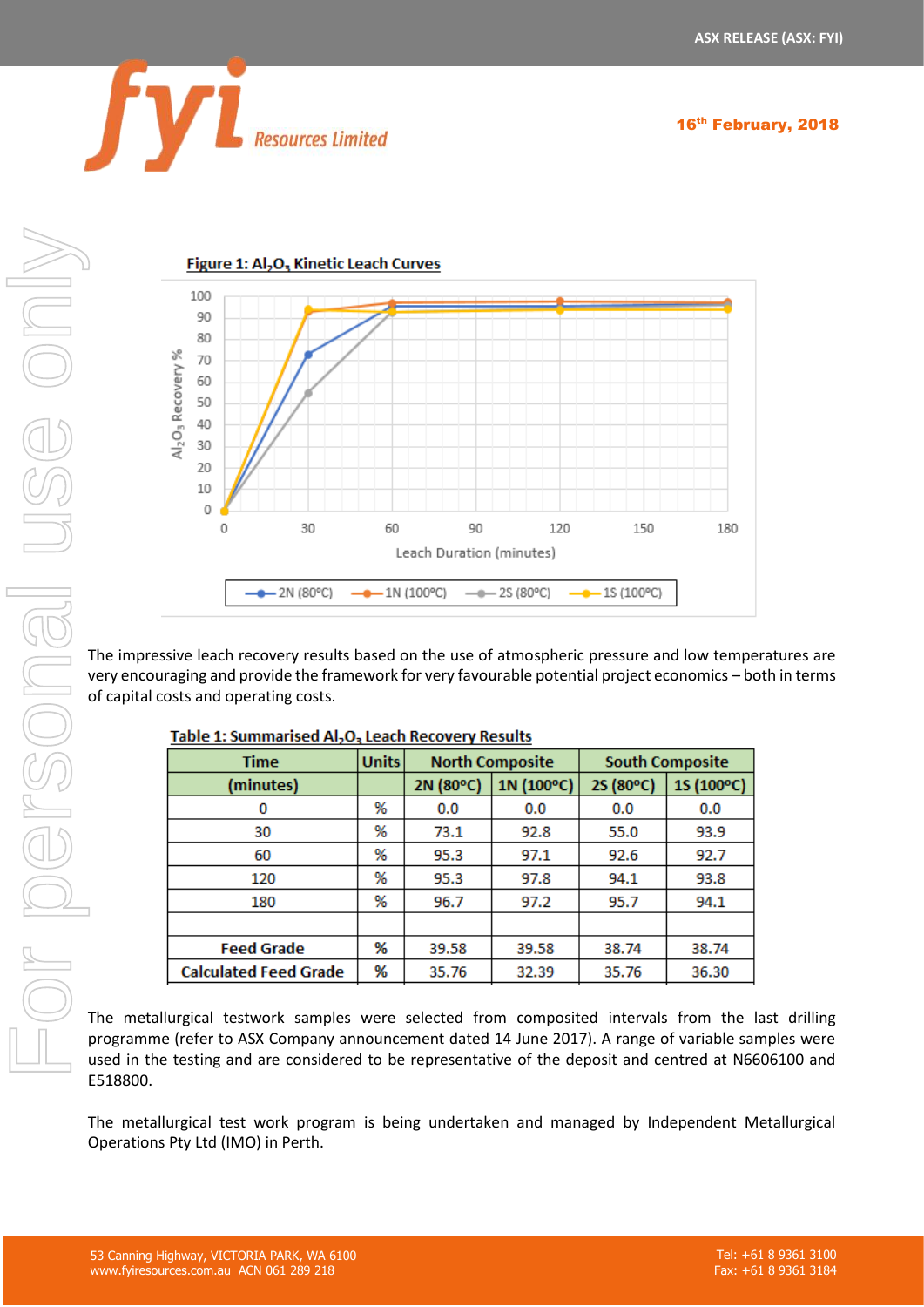**Figure 1: $Al_2O_3$ Kinetic Leach Curves**

The impressive leach recovery results based on the use of atmospheric pressure and low temperatures are very encouraging and provide the framework for very favourable potential project economics – both in terms of capital costs and operating costs.

**Table 1: Summarised $Al_2O_3$ Leach Recovery Results**

| Time | Units | North Composite | | South Composite | |
|---|---|---|---|---|---|
| (minutes) | | 2N (80°C) | 1N (100°C) | 2S (80°C) | 1S (100°C) |
| 0 | % | 0.0 | 0.0 | 0.0 | 0.0 |
| 30 | % | 73.1 | 92.8 | 55.0 | 93.9 |
| 60 | % | 95.3 | 97.1 | 92.6 | 92.7 |
| 120 | % | 95.3 | 97.8 | 94.1 | 93.8 |
| 180 | % | 96.7 | 97.2 | 95.7 | 94.1 |
| | | | | | |
| Feed Grade | % | 39.58 | 39.58 | 38.74 | 38.74 |
| Calculated Feed Grade | % | 35.76 | 32.39 | 35.76 | 36.30 |

The metallurgical testwork samples were selected from composited intervals from the last drilling programme (refer to ASX Company announcement dated 14 June 2017). A range of variable samples were used in the testing and are considered to be representative of the deposit and centred at N6606100 and E518800.

The metallurgical test work program is being undertaken and managed by Independent Metallurgical Operations Pty Ltd (IMO) in Perth.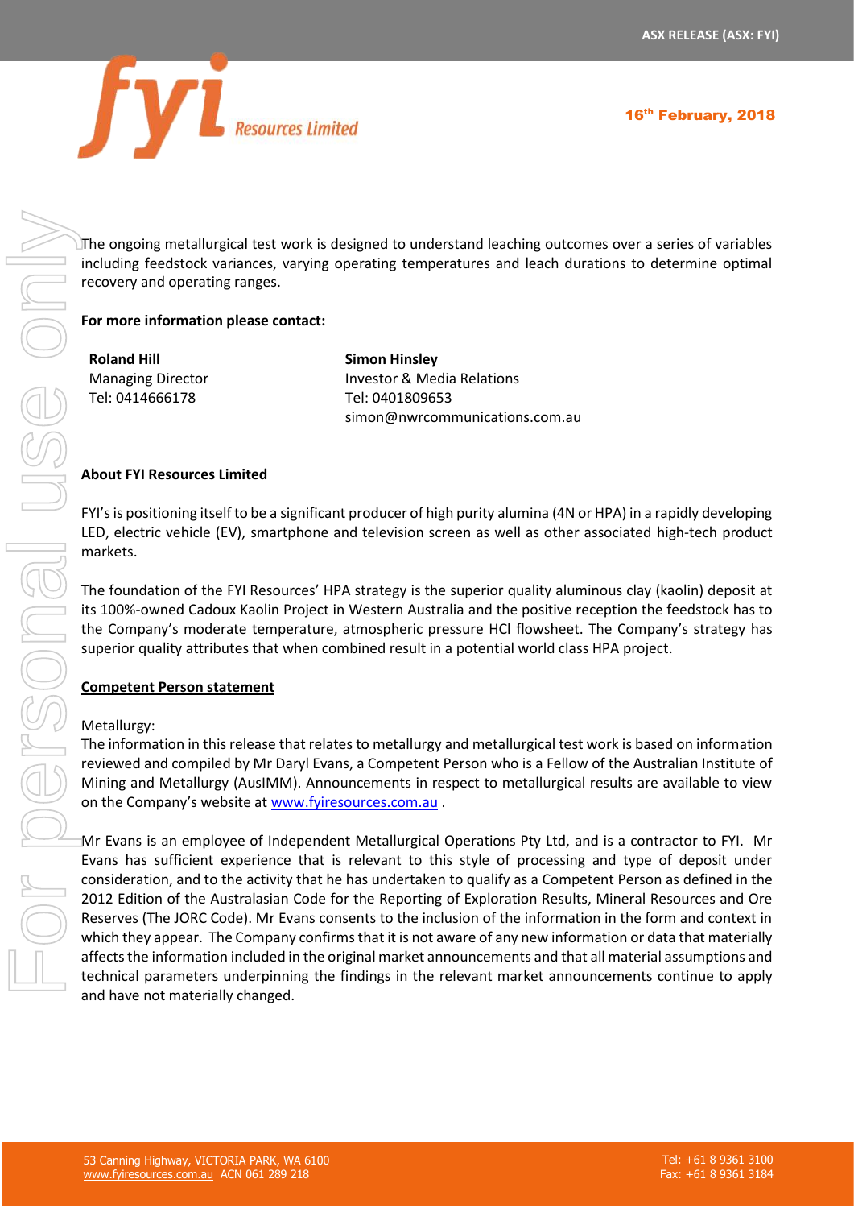The ongoing metallurgical test work is designed to understand leaching outcomes over a series of variables including feedstock variances, varying operating temperatures and leach durations to determine optimal recovery and operating ranges.

**For more information please contact:**

**Roland Hill**
Managing Director
Tel: 0414666178

**Simon Hinsley**
Investor & Media Relations
Tel: 0401809653
simon@nwrcommunications.com.au

## About FYI Resources Limited

FYI's is positioning itself to be a significant producer of high purity alumina (4N or HPA) in a rapidly developing LED, electric vehicle (EV), smartphone and television screen as well as other associated high-tech product markets.

The foundation of the FYI Resources' HPA strategy is the superior quality aluminous clay (kaolin) deposit at its 100%-owned Cadoux Kaolin Project in Western Australia and the positive reception the feedstock has to the Company's moderate temperature, atmospheric pressure HCl flowsheet. The Company's strategy has superior quality attributes that when combined result in a potential world class HPA project.

## Competent Person statement

Metallurgy:
The information in this release that relates to metallurgy and metallurgical test work is based on information reviewed and compiled by Mr Daryl Evans, a Competent Person who is a Fellow of the Australian Institute of Mining and Metallurgy (AusIMM). Announcements in respect to metallurgical results are available to view on the Company's website at www.fyiresources.com.au .

Mr Evans is an employee of Independent Metallurgical Operations Pty Ltd, and is a contractor to FYI. Mr Evans has sufficient experience that is relevant to this style of processing and type of deposit under consideration, and to the activity that he has undertaken to qualify as a Competent Person as defined in the 2012 Edition of the Australasian Code for the Reporting of Exploration Results, Mineral Resources and Ore Reserves (The JORC Code). Mr Evans consents to the inclusion of the information in the form and context in which they appear. The Company confirms that it is not aware of any new information or data that materially affects the information included in the original market announcements and that all material assumptions and technical parameters underpinning the findings in the relevant market announcements continue to apply and have not materially changed.